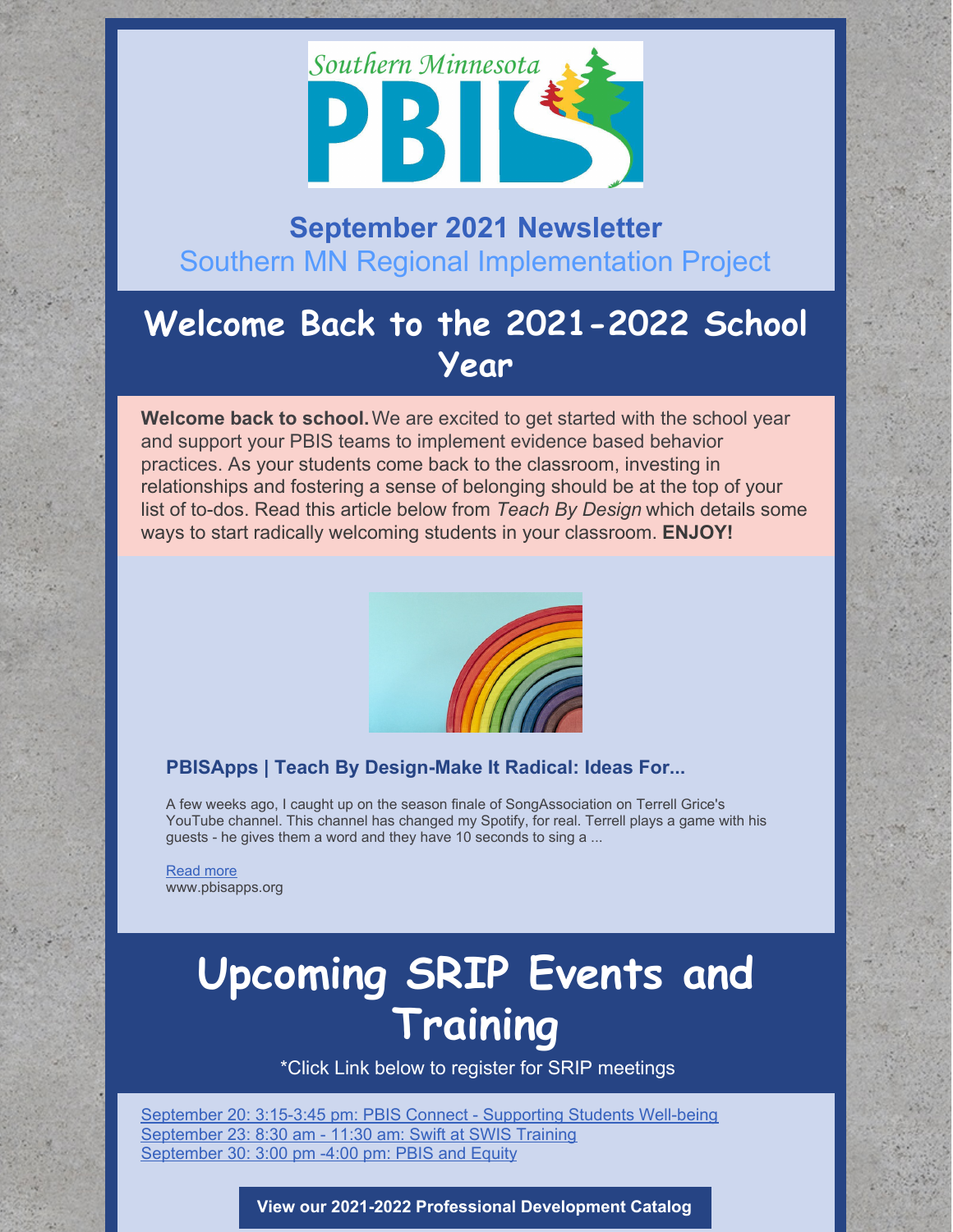Southern Minnesota PBIS

## September 2021 Newsletter

Southern MN Regional Implementation Project

# Welcome Back to the 2021-2022 School Year

**Welcome back to school.** We are excited to get started with the school year and support your PBIS teams to implement evidence based behavior practices. As your students come back to the classroom, investing in relationships and fostering a sense of belonging should be at the top of your list of to-dos. Read this article below from *Teach By Design* which details some ways to start radically welcoming students in your classroom. **ENJOY!**

### PBISApps | Teach By Design-Make It Radical: Ideas For...

A few weeks ago, I caught up on the season finale of SongAssociation on Terrell Grice's YouTube channel. This channel has changed my Spotify, for real. Terrell plays a game with his guests - he gives them a word and they have 10 seconds to sing a ...

Read more
www.pbisapps.org

# Upcoming SRIP Events and Training

*Click Link below to register for SRIP meetings

September 20: 3:15-3:45 pm: PBIS Connect - Supporting Students Well-being
September 23: 8:30 am - 11:30 am: Swift at SWIS Training
September 30: 3:00 pm -4:00 pm: PBIS and Equity

**View our 2021-2022 Professional Development Catalog**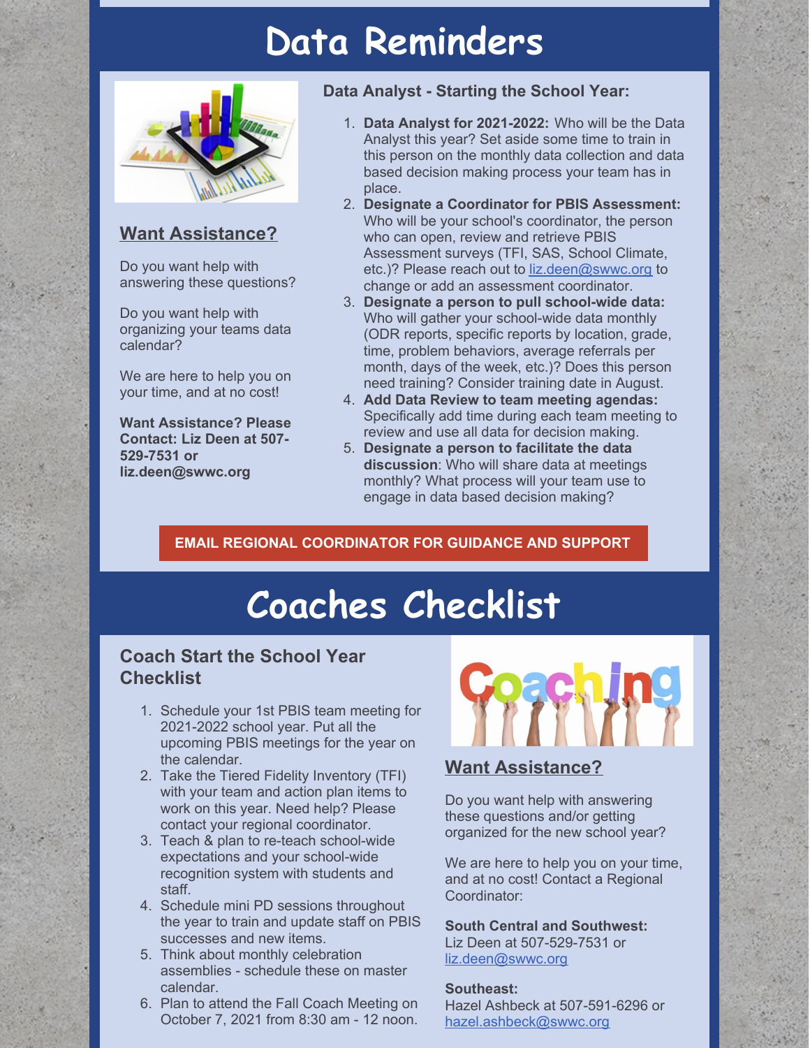# Data Reminders

## Want Assistance?

Do you want help with answering these questions?

Do you want help with organizing your teams data calendar?

We are here to help you on your time, and at no cost!

**Want Assistance? Please Contact: Liz Deen at 507-529-7531 or liz.deen@swwc.org**

### Data Analyst - Starting the School Year:

1. **Data Analyst for 2021-2022:** Who will be the Data Analyst this year? Set aside some time to train in this person on the monthly data collection and data based decision making process your team has in place.
2. **Designate a Coordinator for PBIS Assessment:** Who will be your school's coordinator, the person who can open, review and retrieve PBIS Assessment surveys (TFI, SAS, School Climate, etc.)? Please reach out to liz.deen@swwc.org to change or add an assessment coordinator.
3. **Designate a person to pull school-wide data:** Who will gather your school-wide data monthly (ODR reports, specific reports by location, grade, time, problem behaviors, average referrals per month, days of the week, etc.)? Does this person need training? Consider training date in August.
4. **Add Data Review to team meeting agendas:** Specifically add time during each team meeting to review and use all data for decision making.
5. **Designate a person to facilitate the data discussion**: Who will share data at meetings monthly? What process will your team use to engage in data based decision making?

**EMAIL REGIONAL COORDINATOR FOR GUIDANCE AND SUPPORT**

# Coaches Checklist

## Coach Start the School Year Checklist

1. Schedule your 1st PBIS team meeting for 2021-2022 school year. Put all the upcoming PBIS meetings for the year on the calendar.
2. Take the Tiered Fidelity Inventory (TFI) with your team and action plan items to work on this year. Need help? Please contact your regional coordinator.
3. Teach & plan to re-teach school-wide expectations and your school-wide recognition system with students and staff.
4. Schedule mini PD sessions throughout the year to train and update staff on PBIS successes and new items.
5. Think about monthly celebration assemblies - schedule these on master calendar.
6. Plan to attend the Fall Coach Meeting on October 7, 2021 from 8:30 am - 12 noon.

## Want Assistance?

Do you want help with answering these questions and/or getting organized for the new school year?

We are here to help you on your time, and at no cost! Contact a Regional Coordinator:

**South Central and Southwest:**
Liz Deen at 507-529-7531 or liz.deen@swwc.org

**Southeast:**
Hazel Ashbeck at 507-591-6296 or hazel.ashbeck@swwc.org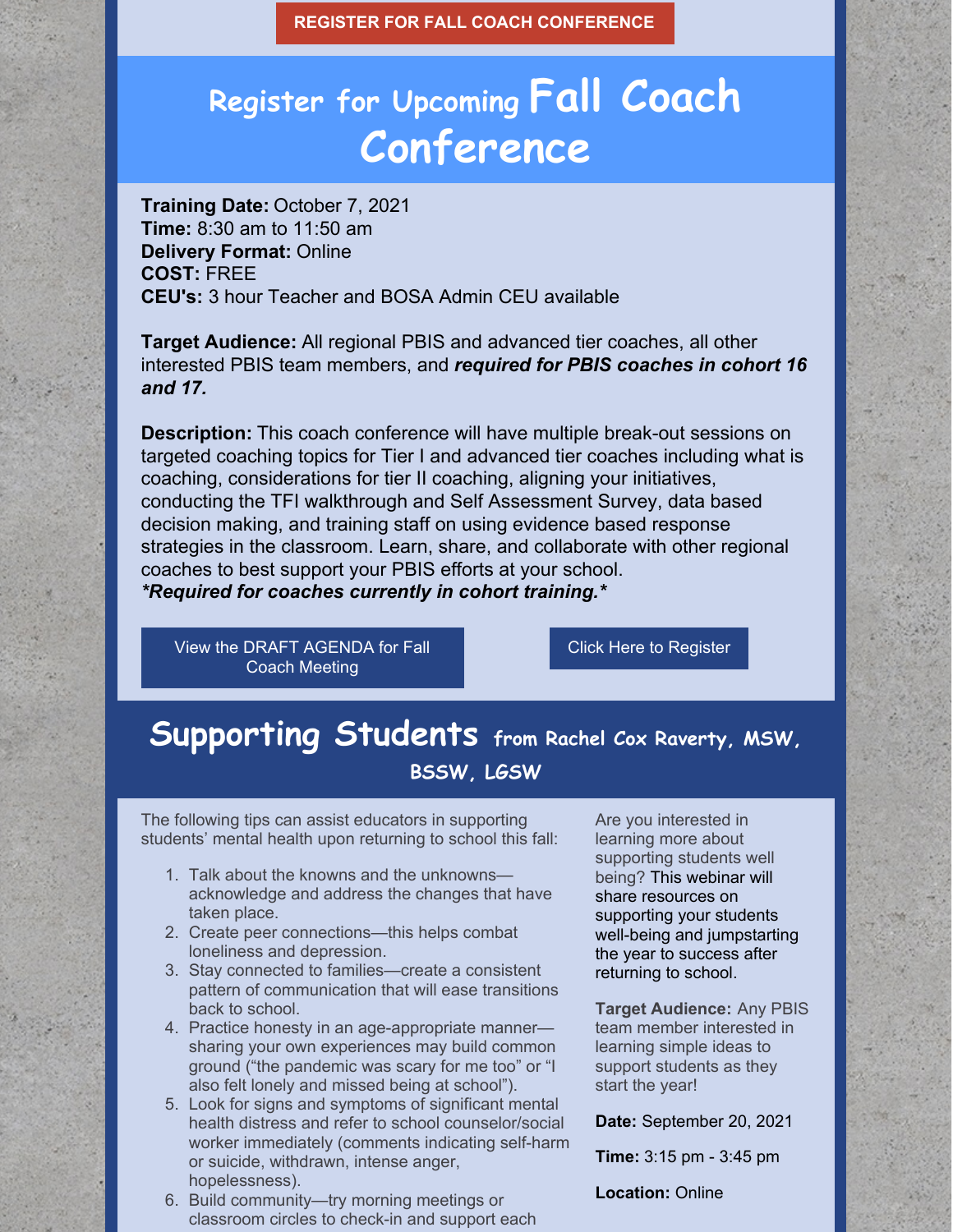**REGISTER FOR FALL COACH CONFERENCE**

# Register for Upcoming Fall Coach Conference

**Training Date:** October 7, 2021
**Time:** 8:30 am to 11:50 am
**Delivery Format:** Online
**COST:** FREE
**CEU's:** 3 hour Teacher and BOSA Admin CEU available

**Target Audience:** All regional PBIS and advanced tier coaches, all other interested PBIS team members, and ***required for PBIS coaches in cohort 16 and 17.***

**Description:** This coach conference will have multiple break-out sessions on targeted coaching topics for Tier I and advanced tier coaches including what is coaching, considerations for tier II coaching, aligning your initiatives, conducting the TFI walkthrough and Self Assessment Survey, data based decision making, and training staff on using evidence based response strategies in the classroom. Learn, share, and collaborate with other regional coaches to best support your PBIS efforts at your school.
***Required for coaches currently in cohort training.***

View the DRAFT AGENDA for Fall Coach Meeting

Click Here to Register

# Supporting Students from Rachel Cox Raverty, MSW, BSSW, LGSW

The following tips can assist educators in supporting students' mental health upon returning to school this fall:

1. Talk about the knowns and the unknowns—acknowledge and address the changes that have taken place.
2. Create peer connections—this helps combat loneliness and depression.
3. Stay connected to families—create a consistent pattern of communication that will ease transitions back to school.
4. Practice honesty in an age-appropriate manner—sharing your own experiences may build common ground ("the pandemic was scary for me too" or "I also felt lonely and missed being at school").
5. Look for signs and symptoms of significant mental health distress and refer to school counselor/social worker immediately (comments indicating self-harm or suicide, withdrawn, intense anger, hopelessness).
6. Build community—try morning meetings or classroom circles to check-in and support each

Are you interested in learning more about supporting students well being? This webinar will share resources on supporting your students well-being and jumpstarting the year to success after returning to school.

**Target Audience:** Any PBIS team member interested in learning simple ideas to support students as they start the year!

**Date:** September 20, 2021

**Time:** 3:15 pm - 3:45 pm

**Location:** Online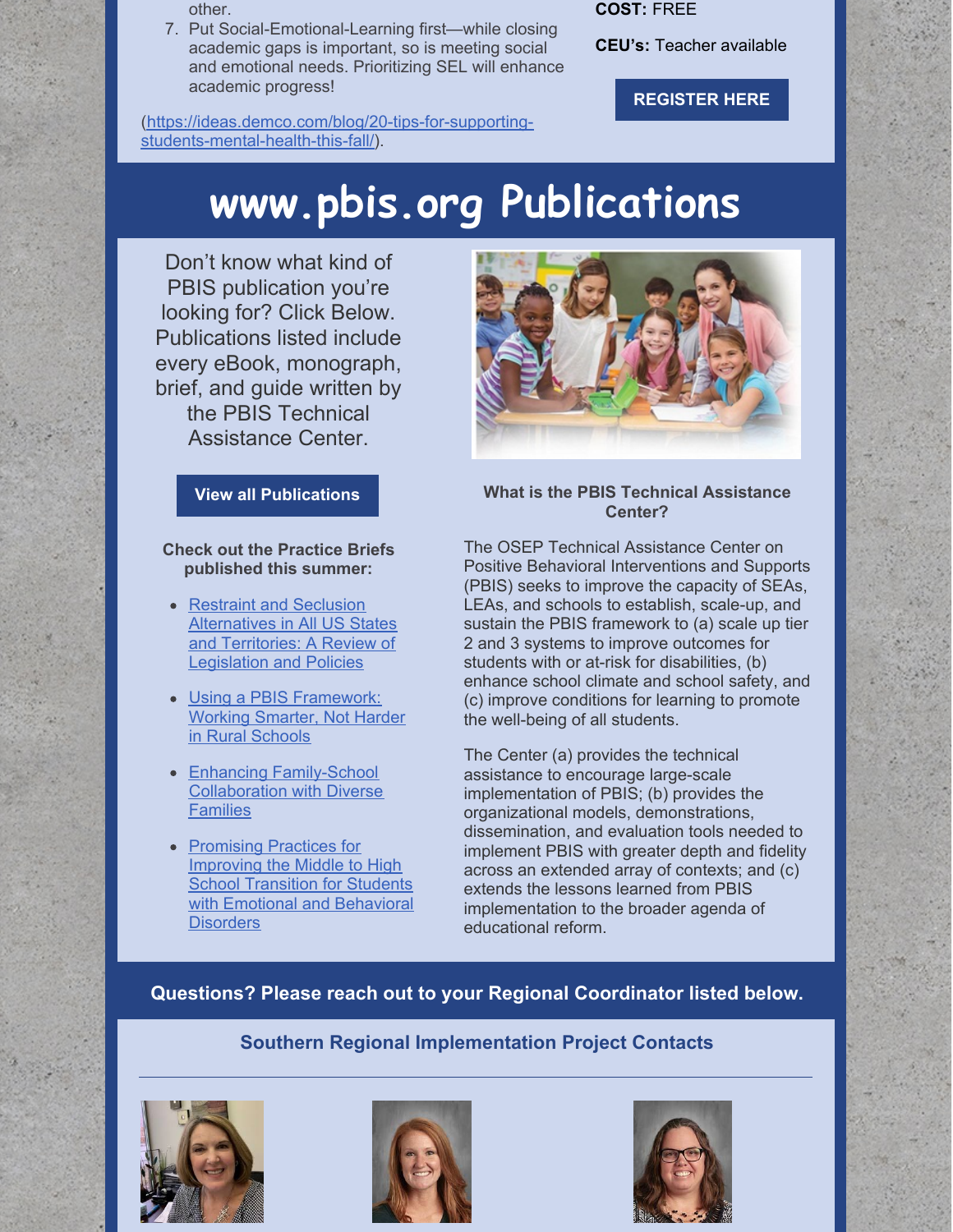other.

7. Put Social-Emotional-Learning first—while closing academic gaps is important, so is meeting social and emotional needs. Prioritizing SEL will enhance academic progress!

(https://ideas.demco.com/blog/20-tips-for-supporting-students-mental-health-this-fall/).

**COST:** FREE

**CEU's:** Teacher available

**REGISTER HERE**

# www.pbis.org Publications

Don't know what kind of PBIS publication you're looking for? Click Below. Publications listed include every eBook, monograph, brief, and guide written by the PBIS Technical Assistance Center.

**View all Publications**

**Check out the Practice Briefs published this summer:**

- Restraint and Seclusion Alternatives in All US States and Territories: A Review of Legislation and Policies
- Using a PBIS Framework: Working Smarter, Not Harder in Rural Schools
- Enhancing Family-School Collaboration with Diverse Families
- Promising Practices for Improving the Middle to High School Transition for Students with Emotional and Behavioral Disorders

**What is the PBIS Technical Assistance Center?**

The OSEP Technical Assistance Center on Positive Behavioral Interventions and Supports (PBIS) seeks to improve the capacity of SEAs, LEAs, and schools to establish, scale-up, and sustain the PBIS framework to (a) scale up tier 2 and 3 systems to improve outcomes for students with or at-risk for disabilities, (b) enhance school climate and school safety, and (c) improve conditions for learning to promote the well-being of all students.

The Center (a) provides the technical assistance to encourage large-scale implementation of PBIS; (b) provides the organizational models, demonstrations, dissemination, and evaluation tools needed to implement PBIS with greater depth and fidelity across an extended array of contexts; and (c) extends the lessons learned from PBIS implementation to the broader agenda of educational reform.

**Questions? Please reach out to your Regional Coordinator listed below.**

### Southern Regional Implementation Project Contacts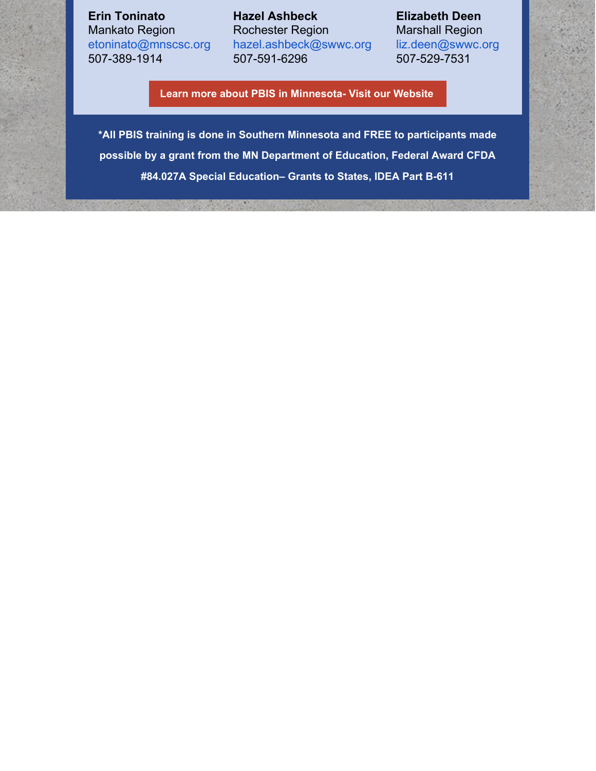**Erin Toninato**
Mankato Region
etoninato@mnscsc.org
507-389-1914

**Hazel Ashbeck**
Rochester Region
hazel.ashbeck@swwc.org
507-591-6296

**Elizabeth Deen**
Marshall Region
liz.deen@swwc.org
507-529-7531

**Learn more about PBIS in Minnesota- Visit our Website**

***All PBIS training is done in Southern Minnesota and FREE to participants made possible by a grant from the MN Department of Education, Federal Award CFDA #84.027A Special Education– Grants to States, IDEA Part B-611**